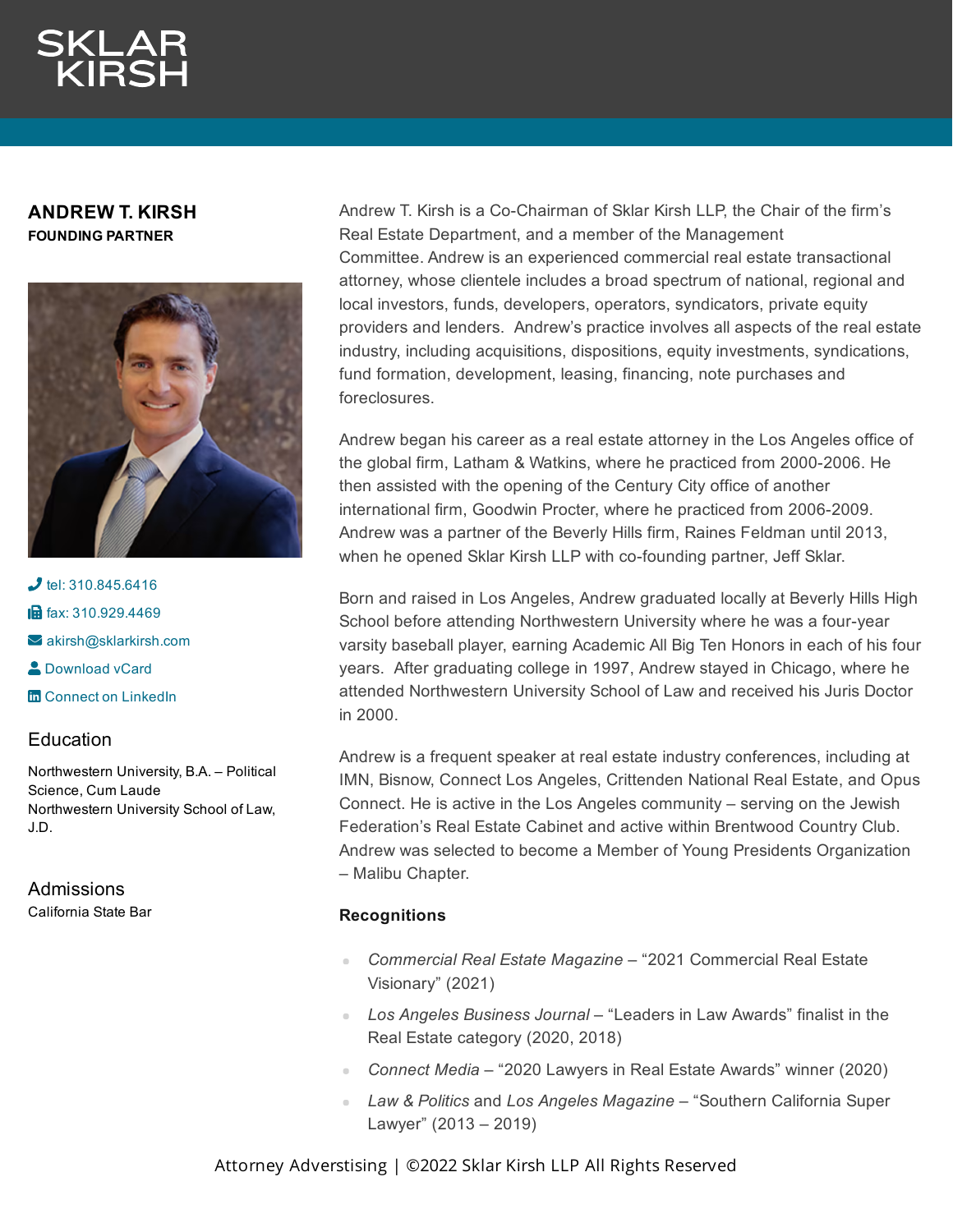SKLAR KIRSH

# ANDREW T. KIRSH

**FOUNDING PARTNER**

tel: 310.845.6416

fax: 310.929.4469

akirsh@sklarkirsh.com

Download vCard

Connect on LinkedIn

## Education

Northwestern University, B.A. – Political Science, Cum Laude
Northwestern University School of Law, J.D.

## Admissions

California State Bar

Andrew T. Kirsh is a Co-Chairman of Sklar Kirsh LLP, the Chair of the firm's Real Estate Department, and a member of the Management Committee. Andrew is an experienced commercial real estate transactional attorney, whose clientele includes a broad spectrum of national, regional and local investors, funds, developers, operators, syndicators, private equity providers and lenders. Andrew's practice involves all aspects of the real estate industry, including acquisitions, dispositions, equity investments, syndications, fund formation, development, leasing, financing, note purchases and foreclosures.

Andrew began his career as a real estate attorney in the Los Angeles office of the global firm, Latham & Watkins, where he practiced from 2000-2006. He then assisted with the opening of the Century City office of another international firm, Goodwin Procter, where he practiced from 2006-2009. Andrew was a partner of the Beverly Hills firm, Raines Feldman until 2013, when he opened Sklar Kirsh LLP with co-founding partner, Jeff Sklar.

Born and raised in Los Angeles, Andrew graduated locally at Beverly Hills High School before attending Northwestern University where he was a four-year varsity baseball player, earning Academic All Big Ten Honors in each of his four years. After graduating college in 1997, Andrew stayed in Chicago, where he attended Northwestern University School of Law and received his Juris Doctor in 2000.

Andrew is a frequent speaker at real estate industry conferences, including at IMN, Bisnow, Connect Los Angeles, Crittenden National Real Estate, and Opus Connect. He is active in the Los Angeles community – serving on the Jewish Federation's Real Estate Cabinet and active within Brentwood Country Club. Andrew was selected to become a Member of Young Presidents Organization – Malibu Chapter.

### Recognitions

- *Commercial Real Estate Magazine* – "2021 Commercial Real Estate Visionary" (2021)
- *Los Angeles Business Journal* – "Leaders in Law Awards" finalist in the Real Estate category (2020, 2018)
- *Connect Media* – "2020 Lawyers in Real Estate Awards" winner (2020)
- *Law & Politics* and *Los Angeles Magazine* – "Southern California Super Lawyer" (2013 – 2019)

Attorney Adverstising | ©2022 Sklar Kirsh LLP All Rights Reserved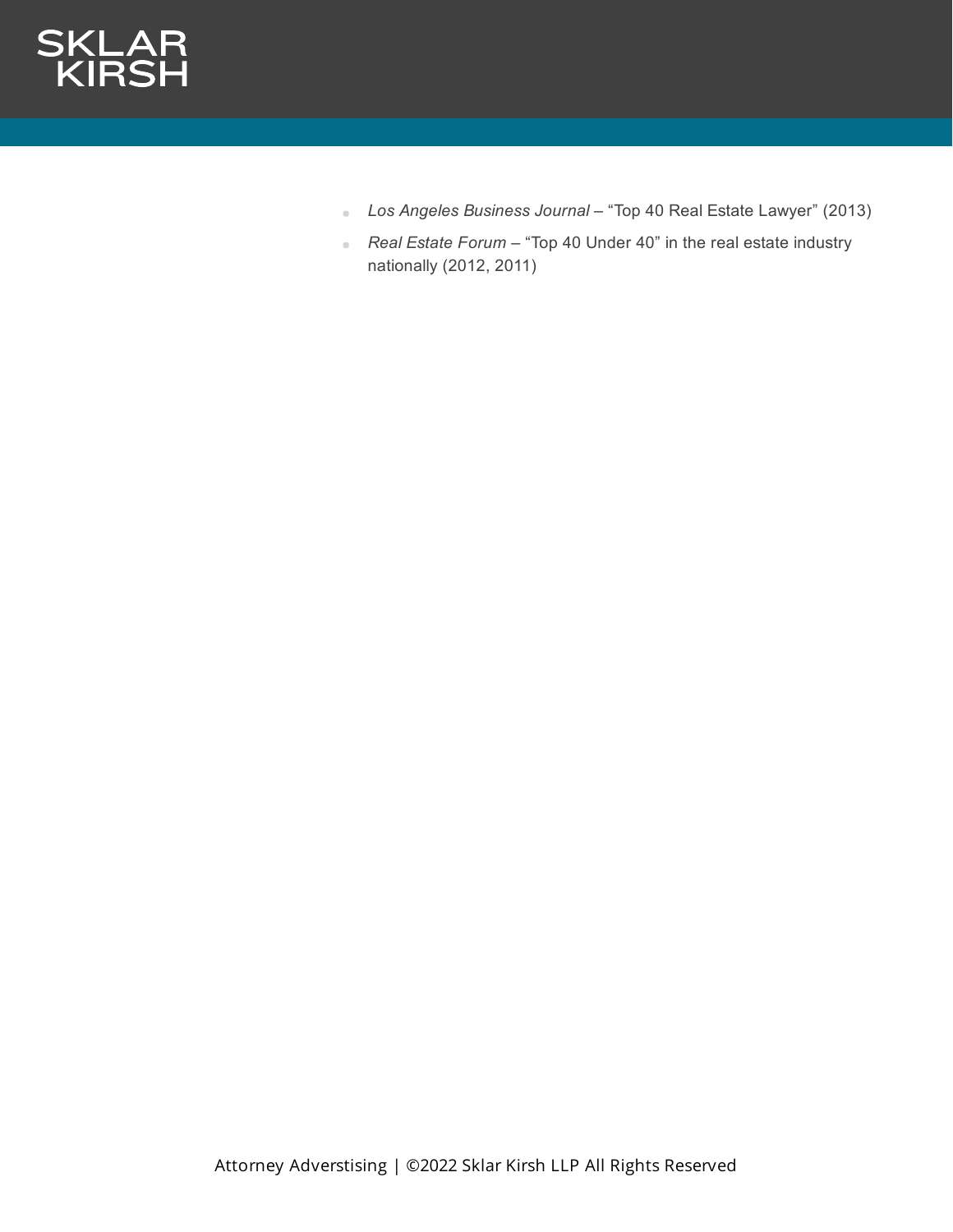- *Los Angeles Business Journal* – “Top 40 Real Estate Lawyer” (2013)
- *Real Estate Forum* – “Top 40 Under 40” in the real estate industry nationally (2012, 2011)